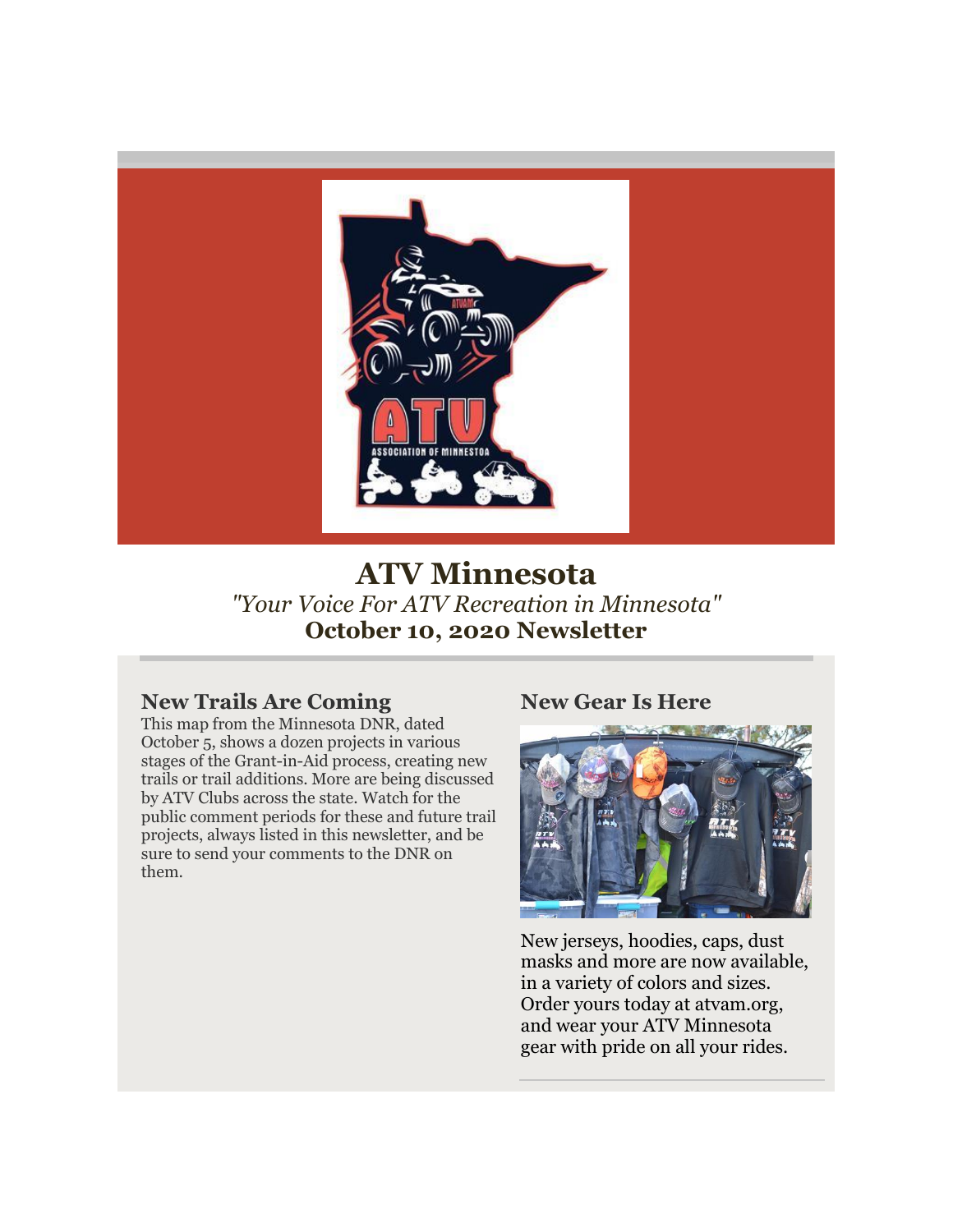# ATV Minnesota

*"Your Voice For ATV Recreation in Minnesota"*

**October 10, 2020 Newsletter**

## New Trails Are Coming

This map from the Minnesota DNR, dated October 5, shows a dozen projects in various stages of the Grant-in-Aid process, creating new trails or trail additions. More are being discussed by ATV Clubs across the state. Watch for the public comment periods for these and future trail projects, always listed in this newsletter, and be sure to send your comments to the DNR on them.

## New Gear Is Here

New jerseys, hoodies, caps, dust masks and more are now available, in a variety of colors and sizes. Order yours today at atvam.org, and wear your ATV Minnesota gear with pride on all your rides.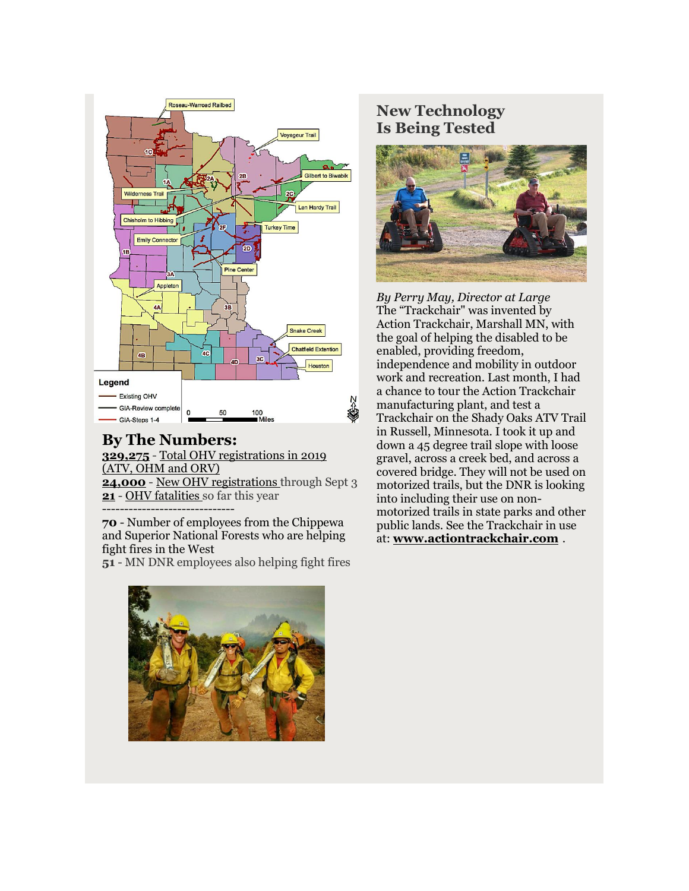## By The Numbers:

**329,275** - Total OHV registrations in 2019 (ATV, OHM and ORV)
**24,000** - New OHV registrations through Sept 3
**21** - OHV fatalities so far this year

------------------------------

**70** - Number of employees from the Chippewa and Superior National Forests who are helping fight fires in the West
**51** - MN DNR employees also helping fight fires

## New Technology Is Being Tested

*By Perry May, Director at Large*

The "Trackchair" was invented by Action Trackchair, Marshall MN, with the goal of helping the disabled to be enabled, providing freedom, independence and mobility in outdoor work and recreation. Last month, I had a chance to tour the Action Trackchair manufacturing plant, and test a Trackchair on the Shady Oaks ATV Trail in Russell, Minnesota. I took it up and down a 45 degree trail slope with loose gravel, across a creek bed, and across a covered bridge. They will not be used on motorized trails, but the DNR is looking into including their use on non-motorized trails in state parks and other public lands. See the Trackchair in use at: **www.actiontrackchair.com** .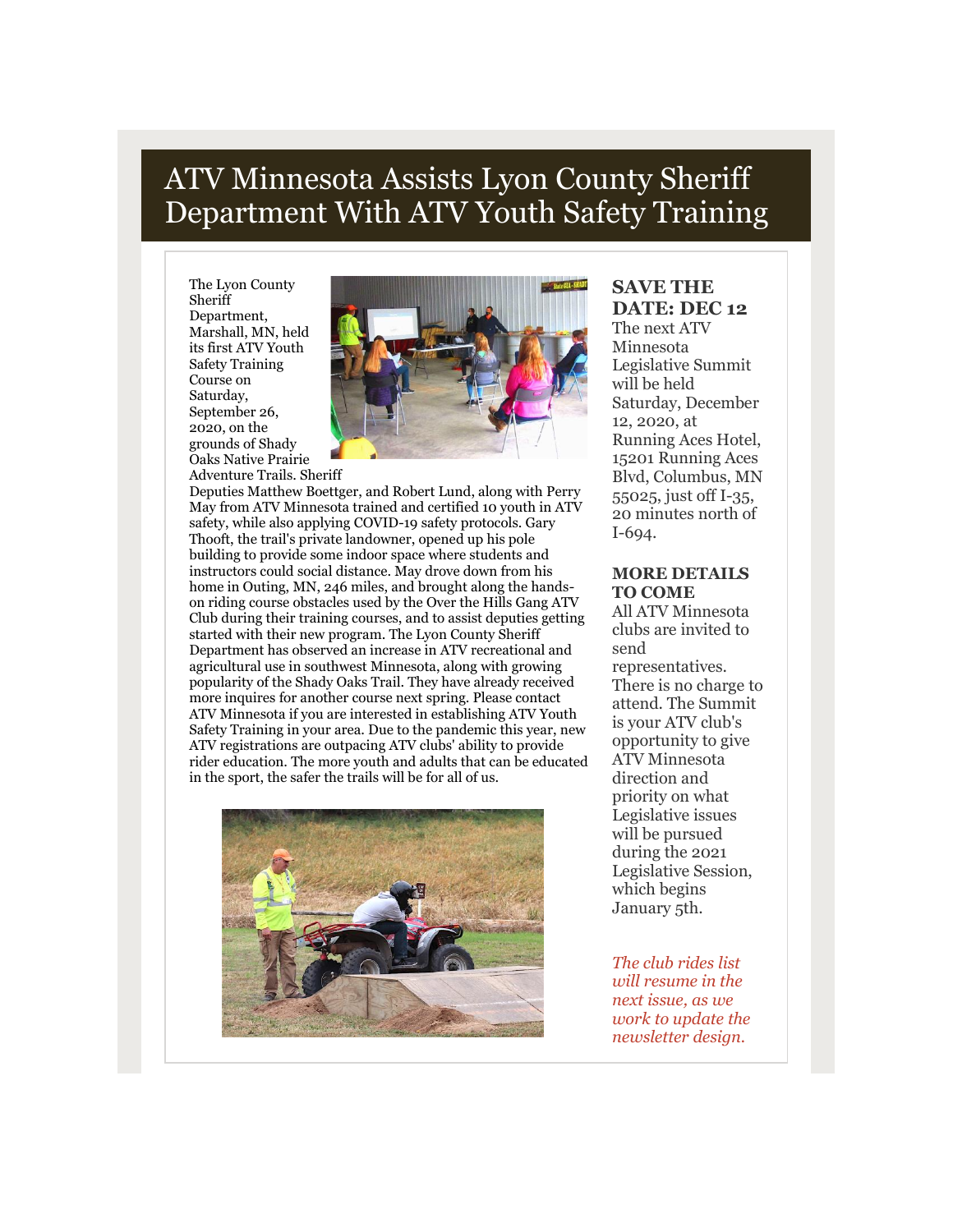# ATV Minnesota Assists Lyon County Sheriff Department With ATV Youth Safety Training

The Lyon County Sheriff Department, Marshall, MN, held its first ATV Youth Safety Training Course on Saturday, September 26, 2020, on the grounds of Shady Oaks Native Prairie Adventure Trails. Sheriff Deputies Matthew Boettger, and Robert Lund, along with Perry May from ATV Minnesota trained and certified 10 youth in ATV safety, while also applying COVID-19 safety protocols. Gary Thooft, the trail's private landowner, opened up his pole building to provide some indoor space where students and instructors could social distance. May drove down from his home in Outing, MN, 246 miles, and brought along the hands-on riding course obstacles used by the Over the Hills Gang ATV Club during their training courses, and to assist deputies getting started with their new program. The Lyon County Sheriff Department has observed an increase in ATV recreational and agricultural use in southwest Minnesota, along with growing popularity of the Shady Oaks Trail. They have already received more inquires for another course next spring. Please contact ATV Minnesota if you are interested in establishing ATV Youth Safety Training in your area. Due to the pandemic this year, new ATV registrations are outpacing ATV clubs' ability to provide rider education. The more youth and adults that can be educated in the sport, the safer the trails will be for all of us.

### SAVE THE DATE: DEC 12

The next ATV Minnesota Legislative Summit will be held Saturday, December 12, 2020, at Running Aces Hotel, 15201 Running Aces Blvd, Columbus, MN 55025, just off I-35, 20 minutes north of I-694.

### MORE DETAILS TO COME

All ATV Minnesota clubs are invited to send representatives. There is no charge to attend. The Summit is your ATV club's opportunity to give ATV Minnesota direction and priority on what Legislative issues will be pursued during the 2021 Legislative Session, which begins January 5th.

*The club rides list will resume in the next issue, as we work to update the newsletter design.*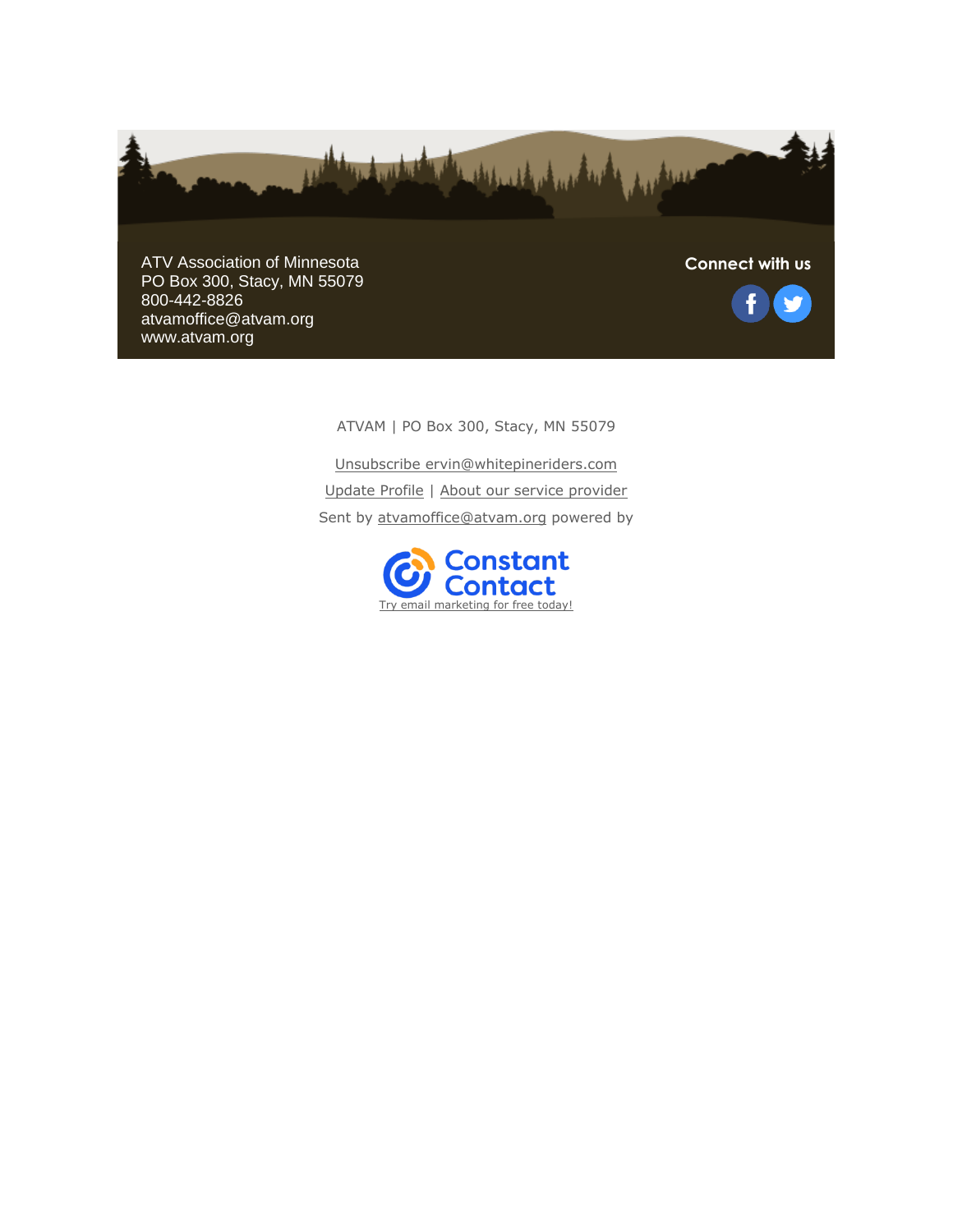ATV Association of Minnesota
PO Box 300, Stacy, MN 55079
800-442-8826
atvamoffice@atvam.org
www.atvam.org

**Connect with us**

ATVAM | PO Box 300, Stacy, MN 55079

Unsubscribe ervin@whitepineriders.com

Update Profile | About our service provider

Sent by atvamoffice@atvam.org powered by

Constant Contact

Try email marketing for free today!